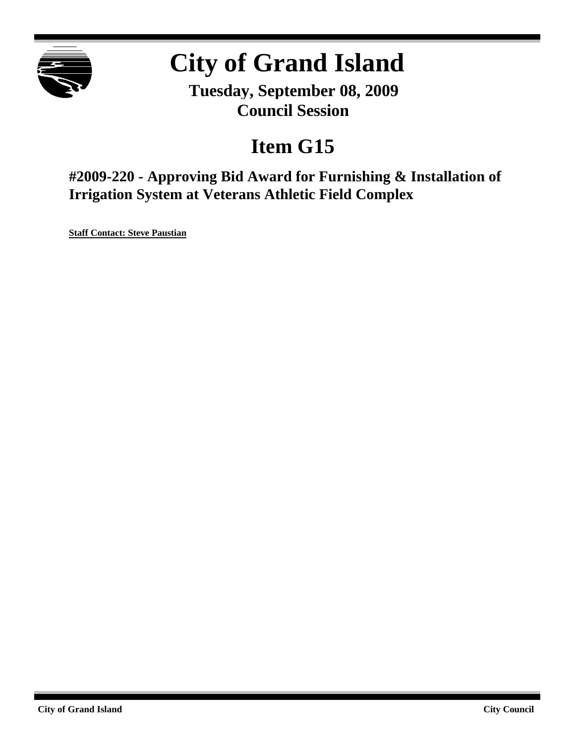# City of Grand Island

**Tuesday, September 08, 2009**
**Council Session**

## Item G15

### #2009-220 - Approving Bid Award for Furnishing & Installation of Irrigation System at Veterans Athletic Field Complex

**Staff Contact: Steve Paustian**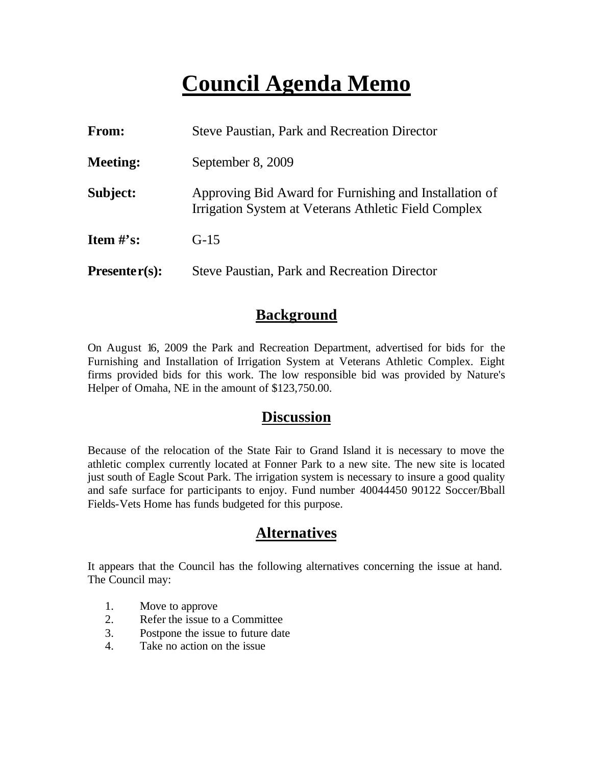# Council Agenda Memo

| | |
|---|---|
| **From:** | Steve Paustian, Park and Recreation Director |
| **Meeting:** | September 8, 2009 |
| **Subject:** | Approving Bid Award for Furnishing and Installation of Irrigation System at Veterans Athletic Field Complex |
| **Item #'s:** | G-15 |
| **Presenter(s):** | Steve Paustian, Park and Recreation Director |

## Background

On August 16, 2009 the Park and Recreation Department, advertised for bids for the Furnishing and Installation of Irrigation System at Veterans Athletic Complex. Eight firms provided bids for this work. The low responsible bid was provided by Nature's Helper of Omaha, NE in the amount of $123,750.00.

## Discussion

Because of the relocation of the State Fair to Grand Island it is necessary to move the athletic complex currently located at Fonner Park to a new site. The new site is located just south of Eagle Scout Park. The irrigation system is necessary to insure a good quality and safe surface for participants to enjoy. Fund number 40044450 90122 Soccer/Bball Fields-Vets Home has funds budgeted for this purpose.

## Alternatives

It appears that the Council has the following alternatives concerning the issue at hand. The Council may:

1. Move to approve
2. Refer the issue to a Committee
3. Postpone the issue to future date
4. Take no action on the issue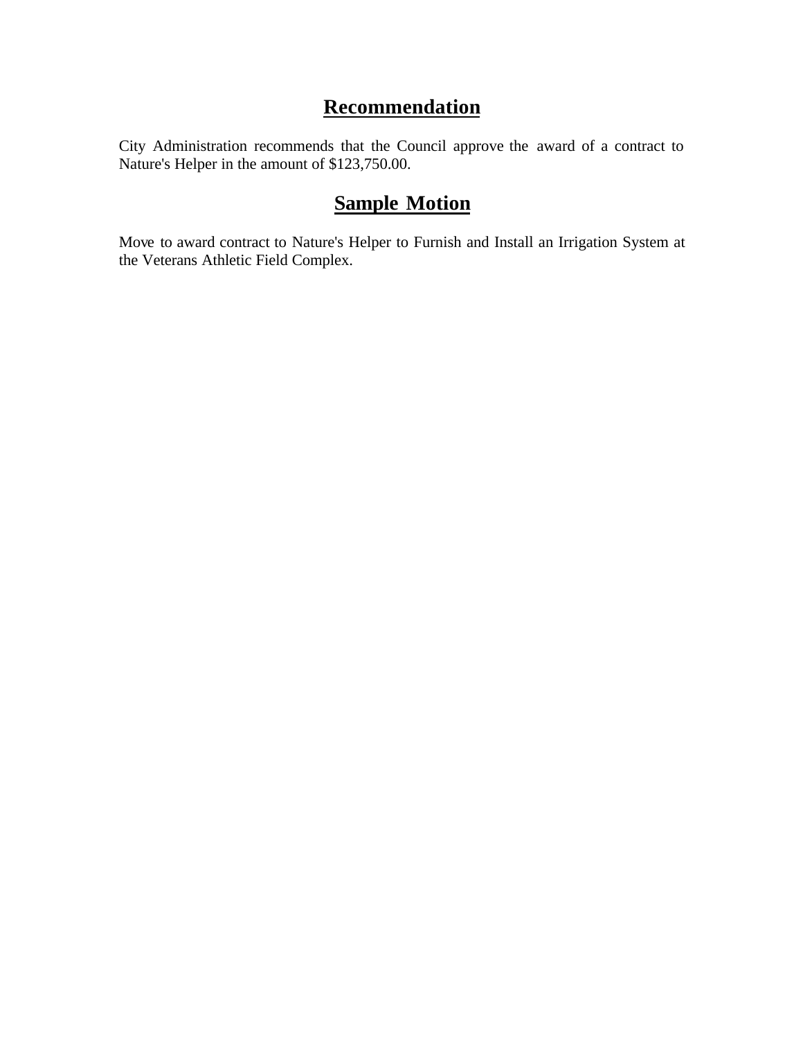## Recommendation

City Administration recommends that the Council approve the award of a contract to Nature's Helper in the amount of $123,750.00.

## Sample Motion

Move to award contract to Nature's Helper to Furnish and Install an Irrigation System at the Veterans Athletic Field Complex.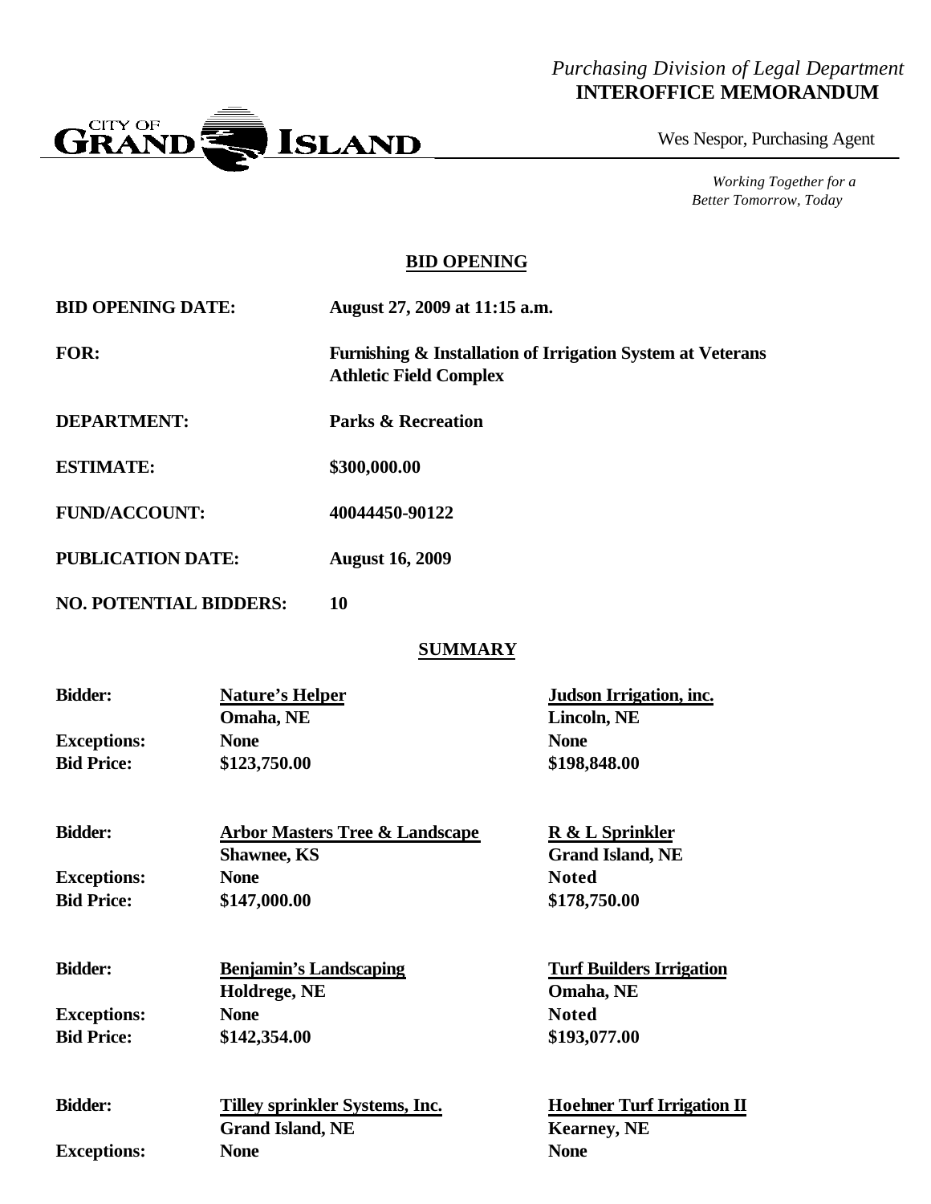*Purchasing Division of Legal Department*
**INTEROFFICE MEMORANDUM**

CITY OF GRAND ISLAND

Wes Nespor, Purchasing Agent

*Working Together for a Better Tomorrow, Today*

## BID OPENING

**BID OPENING DATE:** August 27, 2009 at 11:15 a.m.

**FOR:** Furnishing & Installation of Irrigation System at Veterans Athletic Field Complex

**DEPARTMENT:** Parks & Recreation

**ESTIMATE:** $300,000.00

**FUND/ACCOUNT:** 40044450-90122

**PUBLICATION DATE:** August 16, 2009

**NO. POTENTIAL BIDDERS:** 10

## SUMMARY

| | | |
|---|---|---|
| **Bidder:** | **Nature's Helper**<br>**Omaha, NE** | **Judson Irrigation, inc.**<br>**Lincoln, NE** |
| **Exceptions:** | None | None |
| **Bid Price:** | $123,750.00 | $198,848.00 |

| | | |
|---|---|---|
| **Bidder:** | **Arbor Masters Tree & Landscape**<br>**Shawnee, KS** | **R & L Sprinkler**<br>**Grand Island, NE** |
| **Exceptions:** | None | Noted |
| **Bid Price:** | $147,000.00 | $178,750.00 |

| | | |
|---|---|---|
| **Bidder:** | **Benjamin's Landscaping**<br>**Holdrege, NE** | **Turf Builders Irrigation**<br>**Omaha, NE** |
| **Exceptions:** | None | Noted |
| **Bid Price:** | $142,354.00 | $193,077.00 |

| | | |
|---|---|---|
| **Bidder:** | **Tilley sprinkler Systems, Inc.**<br>**Grand Island, NE** | **Hoehner Turf Irrigation II**<br>**Kearney, NE** |
| **Exceptions:** | None | None |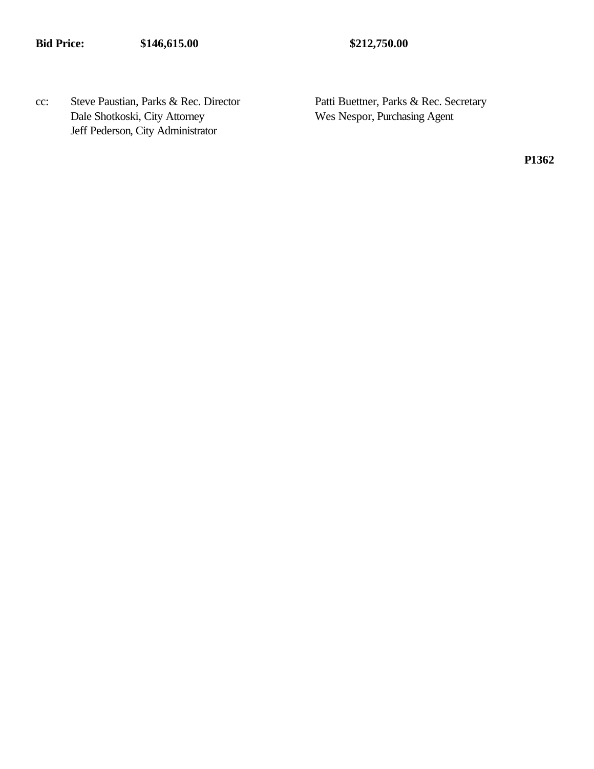| **Bid Price:** | **$146,615.00** | **$212,750.00** |
|---|---|---|

cc: Steve Paustian, Parks & Rec. Director
Dale Shotkoski, City Attorney
Jeff Pederson, City Administrator
Patti Buettner, Parks & Rec. Secretary
Wes Nespor, Purchasing Agent

**P1362**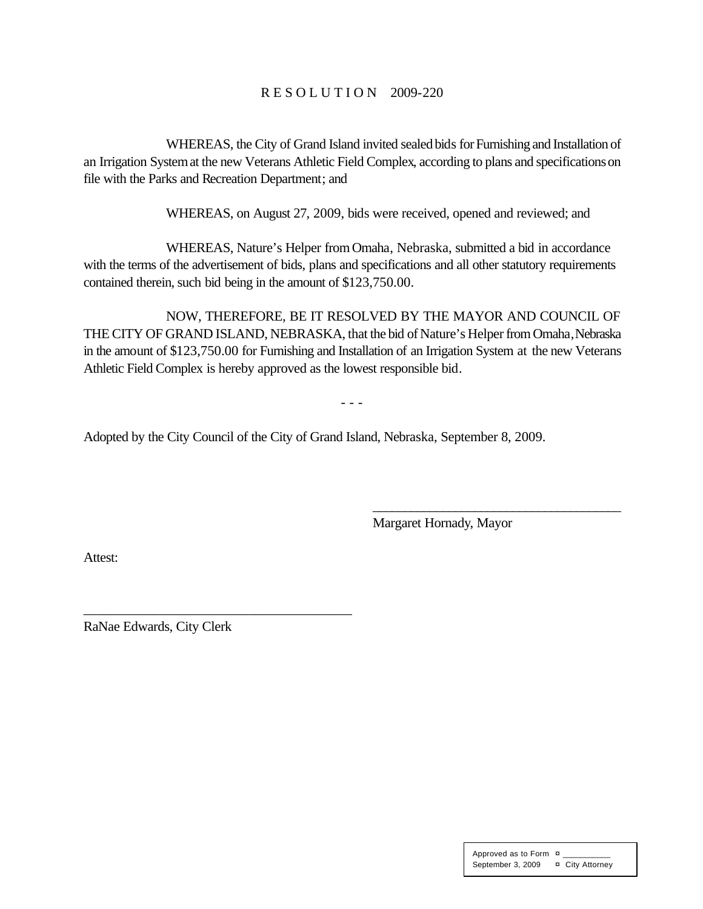# R E S O L U T I O N 2009-220

WHEREAS, the City of Grand Island invited sealed bids for Furnishing and Installation of an Irrigation System at the new Veterans Athletic Field Complex, according to plans and specifications on file with the Parks and Recreation Department; and

WHEREAS, on August 27, 2009, bids were received, opened and reviewed; and

WHEREAS, Nature's Helper from Omaha, Nebraska, submitted a bid in accordance with the terms of the advertisement of bids, plans and specifications and all other statutory requirements contained therein, such bid being in the amount of $123,750.00.

NOW, THEREFORE, BE IT RESOLVED BY THE MAYOR AND COUNCIL OF THE CITY OF GRAND ISLAND, NEBRASKA, that the bid of Nature's Helper from Omaha, Nebraska in the amount of $123,750.00 for Furnishing and Installation of an Irrigation System at the new Veterans Athletic Field Complex is hereby approved as the lowest responsible bid.

- - -

Adopted by the City Council of the City of Grand Island, Nebraska, September 8, 2009.

_____________________________________
Margaret Hornady, Mayor

Attest:

_____________________________________
RaNae Edwards, City Clerk

| | |
|---|---|
| Approved as to Form | ¤ __________ |
| September 3, 2009 | ¤ City Attorney |